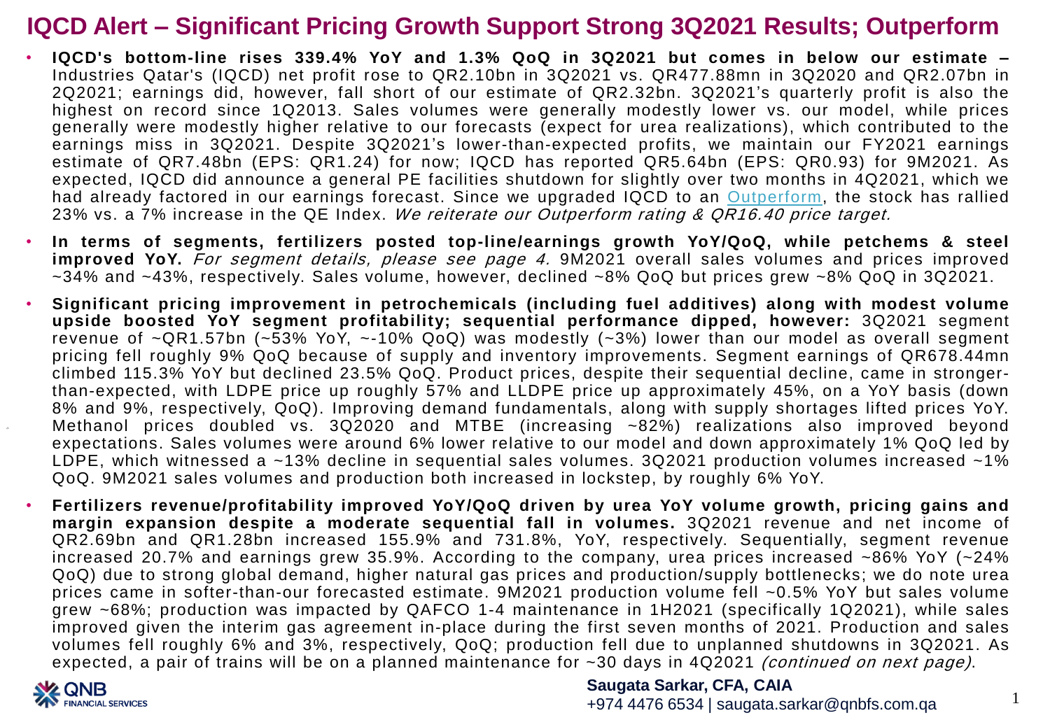# IQCD Alert – Significant Pricing Growth Support Strong 3Q2021 Results; Outperform

- **IQCD's bottom-line rises 339.4% YoY and 1.3% QoQ in 3Q2021 but comes in below our estimate –** Industries Qatar's (IQCD) net profit rose to QR2.10bn in 3Q2021 vs. QR477.88mn in 3Q2020 and QR2.07bn in 2Q2021; earnings did, however, fall short of our estimate of QR2.32bn. 3Q2021's quarterly profit is also the highest on record since 1Q2013. Sales volumes were generally modestly lower vs. our model, while prices generally were modestly higher relative to our forecasts (expect for urea realizations), which contributed to the earnings miss in 3Q2021. Despite 3Q2021's lower-than-expected profits, we maintain our FY2021 earnings estimate of QR7.48bn (EPS: QR1.24) for now; IQCD has reported QR5.64bn (EPS: QR0.93) for 9M2021. As expected, IQCD did announce a general PE facilities shutdown for slightly over two months in 4Q2021, which we had already factored in our earnings forecast. Since we upgraded IQCD to an Outperform, the stock has rallied 23% vs. a 7% increase in the QE Index. *We reiterate our Outperform rating & QR16.40 price target.*
- **In terms of segments, fertilizers posted top-line/earnings growth YoY/QoQ, while petchems & steel improved YoY.** *For segment details, please see page 4.* 9M2021 overall sales volumes and prices improved ~34% and ~43%, respectively. Sales volume, however, declined ~8% QoQ but prices grew ~8% QoQ in 3Q2021.
- **Significant pricing improvement in petrochemicals (including fuel additives) along with modest volume upside boosted YoY segment profitability; sequential performance dipped, however:** 3Q2021 segment revenue of ~QR1.57bn (~53% YoY, ~-10% QoQ) was modestly (~3%) lower than our model as overall segment pricing fell roughly 9% QoQ because of supply and inventory improvements. Segment earnings of QR678.44mn climbed 115.3% YoY but declined 23.5% QoQ. Product prices, despite their sequential decline, came in stronger-than-expected, with LDPE price up roughly 57% and LLDPE price up approximately 45%, on a YoY basis (down 8% and 9%, respectively, QoQ). Improving demand fundamentals, along with supply shortages lifted prices YoY. Methanol prices doubled vs. 3Q2020 and MTBE (increasing ~82%) realizations also improved beyond expectations. Sales volumes were around 6% lower relative to our model and down approximately 1% QoQ led by LDPE, which witnessed a ~13% decline in sequential sales volumes. 3Q2021 production volumes increased ~1% QoQ. 9M2021 sales volumes and production both increased in lockstep, by roughly 6% YoY.
- **Fertilizers revenue/profitability improved YoY/QoQ driven by urea YoY volume growth, pricing gains and margin expansion despite a moderate sequential fall in volumes.** 3Q2021 revenue and net income of QR2.69bn and QR1.28bn increased 155.9% and 731.8%, YoY, respectively. Sequentially, segment revenue increased 20.7% and earnings grew 35.9%. According to the company, urea prices increased ~86% YoY (~24% QoQ) due to strong global demand, higher natural gas prices and production/supply bottlenecks; we do note urea prices came in softer-than-our forecasted estimate. 9M2021 production volume fell ~0.5% YoY but sales volume grew ~68%; production was impacted by QAFCO 1-4 maintenance in 1H2021 (specifically 1Q2021), while sales improved given the interim gas agreement in-place during the first seven months of 2021. Production and sales volumes fell roughly 6% and 3%, respectively, QoQ; production fell due to unplanned shutdowns in 3Q2021. As expected, a pair of trains will be on a planned maintenance for ~30 days in 4Q2021 *(continued on next page)*.

**Saugata Sarkar, CFA, CAIA**
+974 4476 6534 | saugata.sarkar@qnbfs.com.qa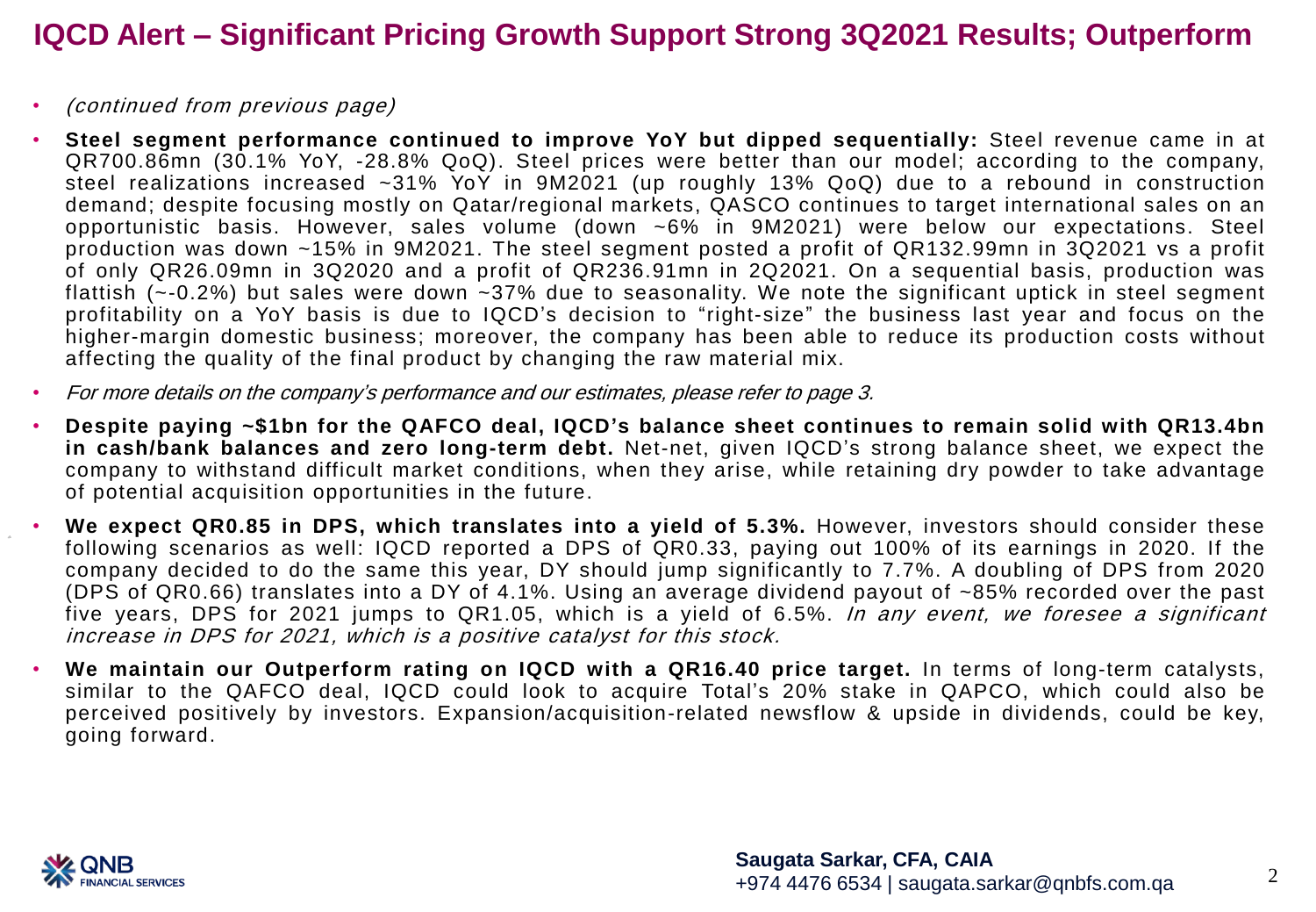# IQCD Alert – Significant Pricing Growth Support Strong 3Q2021 Results; Outperform

- *(continued from previous page)*
- **Steel segment performance continued to improve YoY but dipped sequentially:** Steel revenue came in at QR700.86mn (30.1% YoY, -28.8% QoQ). Steel prices were better than our model; according to the company, steel realizations increased ~31% YoY in 9M2021 (up roughly 13% QoQ) due to a rebound in construction demand; despite focusing mostly on Qatar/regional markets, QASCO continues to target international sales on an opportunistic basis. However, sales volume (down ~6% in 9M2021) were below our expectations. Steel production was down ~15% in 9M2021. The steel segment posted a profit of QR132.99mn in 3Q2021 vs a profit of only QR26.09mn in 3Q2020 and a profit of QR236.91mn in 2Q2021. On a sequential basis, production was flattish (~-0.2%) but sales were down ~37% due to seasonality. We note the significant uptick in steel segment profitability on a YoY basis is due to IQCD's decision to "right-size" the business last year and focus on the higher-margin domestic business; moreover, the company has been able to reduce its production costs without affecting the quality of the final product by changing the raw material mix.
- *For more details on the company's performance and our estimates, please refer to page 3.*
- **Despite paying ~$1bn for the QAFCO deal, IQCD's balance sheet continues to remain solid with QR13.4bn in cash/bank balances and zero long-term debt.** Net-net, given IQCD's strong balance sheet, we expect the company to withstand difficult market conditions, when they arise, while retaining dry powder to take advantage of potential acquisition opportunities in the future.
- **We expect QR0.85 in DPS, which translates into a yield of 5.3%.** However, investors should consider these following scenarios as well: IQCD reported a DPS of QR0.33, paying out 100% of its earnings in 2020. If the company decided to do the same this year, DY should jump significantly to 7.7%. A doubling of DPS from 2020 (DPS of QR0.66) translates into a DY of 4.1%. Using an average dividend payout of ~85% recorded over the past five years, DPS for 2021 jumps to QR1.05, which is a yield of 6.5%. *In any event, we foresee a significant increase in DPS for 2021, which is a positive catalyst for this stock.*
- **We maintain our Outperform rating on IQCD with a QR16.40 price target.** In terms of long-term catalysts, similar to the QAFCO deal, IQCD could look to acquire Total's 20% stake in QAPCO, which could also be perceived positively by investors. Expansion/acquisition-related newsflow & upside in dividends, could be key, going forward.

**Saugata Sarkar, CFA, CAIA**
+974 4476 6534 | saugata.sarkar@qnbfs.com.qa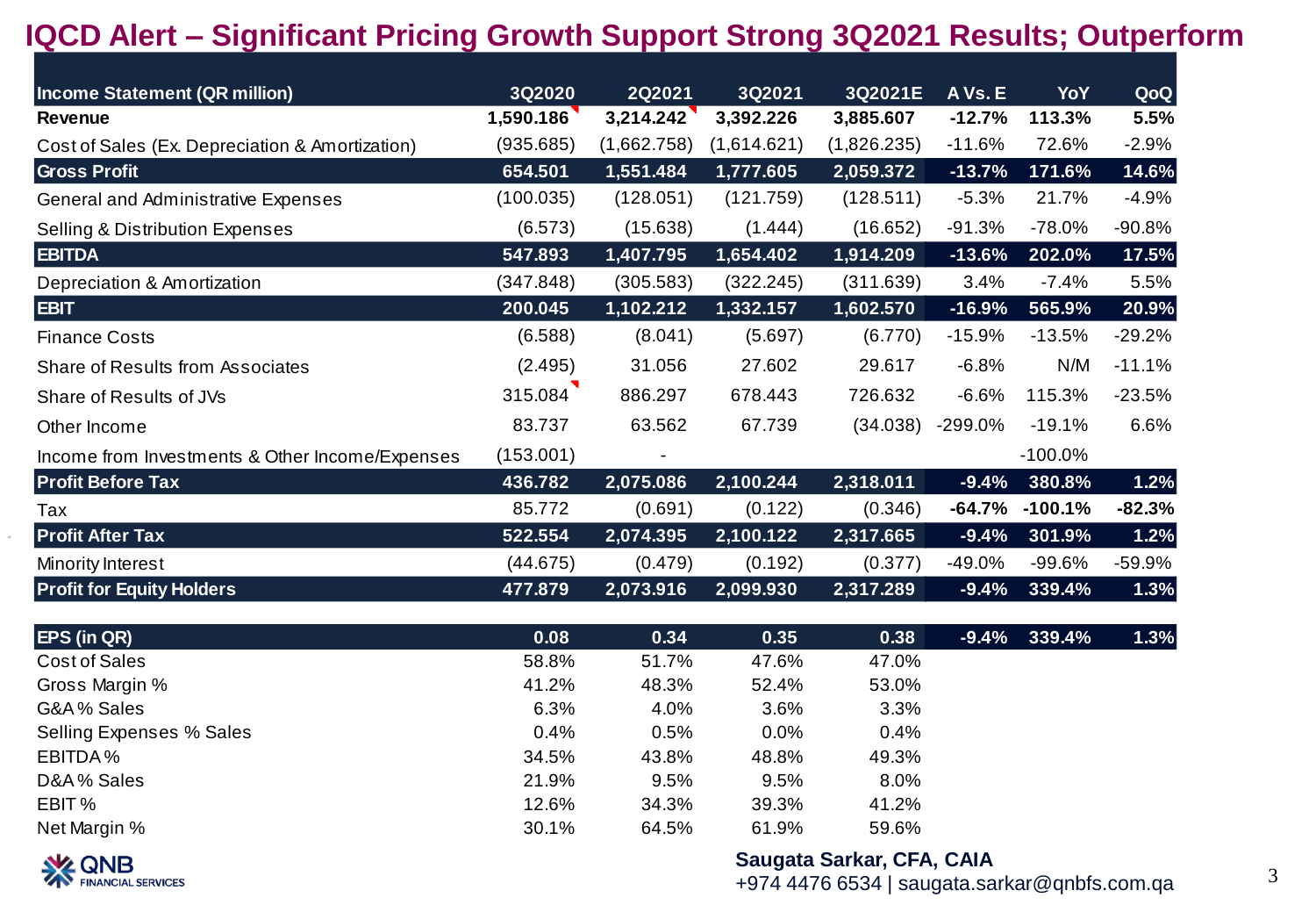# IQCD Alert – Significant Pricing Growth Support Strong 3Q2021 Results; Outperform

| Income Statement (QR million) | 3Q2020 | 2Q2021 | 3Q2021 | 3Q2021E | A Vs. E | YoY | QoQ |
|---|---|---|---|---|---|---|---|
| **Revenue** | **1,590.186** | **3,214.242** | **3,392.226** | **3,885.607** | **-12.7%** | **113.3%** | **5.5%** |
| Cost of Sales (Ex. Depreciation & Amortization) | (935.685) | (1,662.758) | (1,614.621) | (1,826.235) | -11.6% | 72.6% | -2.9% |
| **Gross Profit** | **654.501** | **1,551.484** | **1,777.605** | **2,059.372** | **-13.7%** | **171.6%** | **14.6%** |
| General and Administrative Expenses | (100.035) | (128.051) | (121.759) | (128.511) | -5.3% | 21.7% | -4.9% |
| Selling & Distribution Expenses | (6.573) | (15.638) | (1.444) | (16.652) | -91.3% | -78.0% | -90.8% |
| **EBITDA** | **547.893** | **1,407.795** | **1,654.402** | **1,914.209** | **-13.6%** | **202.0%** | **17.5%** |
| Depreciation & Amortization | (347.848) | (305.583) | (322.245) | (311.639) | 3.4% | -7.4% | 5.5% |
| **EBIT** | **200.045** | **1,102.212** | **1,332.157** | **1,602.570** | **-16.9%** | **565.9%** | **20.9%** |
| Finance Costs | (6.588) | (8.041) | (5.697) | (6.770) | -15.9% | -13.5% | -29.2% |
| Share of Results from Associates | (2.495) | 31.056 | 27.602 | 29.617 | -6.8% | N/M | -11.1% |
| Share of Results of JVs | 315.084 | 886.297 | 678.443 | 726.632 | -6.6% | 115.3% | -23.5% |
| Other Income | 83.737 | 63.562 | 67.739 | (34.038) | -299.0% | -19.1% | 6.6% |
| Income from Investments & Other Income/Expenses | (153.001) | - | | | | -100.0% | |
| **Profit Before Tax** | **436.782** | **2,075.086** | **2,100.244** | **2,318.011** | **-9.4%** | **380.8%** | **1.2%** |
| Tax | 85.772 | (0.691) | (0.122) | (0.346) | **-64.7%** | **-100.1%** | **-82.3%** |
| **Profit After Tax** | **522.554** | **2,074.395** | **2,100.122** | **2,317.665** | **-9.4%** | **301.9%** | **1.2%** |
| Minority Interest | (44.675) | (0.479) | (0.192) | (0.377) | -49.0% | -99.6% | -59.9% |
| **Profit for Equity Holders** | **477.879** | **2,073.916** | **2,099.930** | **2,317.289** | **-9.4%** | **339.4%** | **1.3%** |

| EPS (in QR) | 0.08 | 0.34 | 0.35 | 0.38 | -9.4% | 339.4% | 1.3% |
|---|---|---|---|---|---|---|---|
| Cost of Sales | 58.8% | 51.7% | 47.6% | 47.0% | | | |
| Gross Margin % | 41.2% | 48.3% | 52.4% | 53.0% | | | |
| G&A % Sales | 6.3% | 4.0% | 3.6% | 3.3% | | | |
| Selling Expenses % Sales | 0.4% | 0.5% | 0.0% | 0.4% | | | |
| EBITDA % | 34.5% | 43.8% | 48.8% | 49.3% | | | |
| D&A % Sales | 21.9% | 9.5% | 9.5% | 8.0% | | | |
| EBIT % | 12.6% | 34.3% | 39.3% | 41.2% | | | |
| Net Margin % | 30.1% | 64.5% | 61.9% | 59.6% | | | |

QNB FINANCIAL SERVICES

**Saugata Sarkar, CFA, CAIA**
+974 4476 6534 | saugata.sarkar@qnbfs.com.qa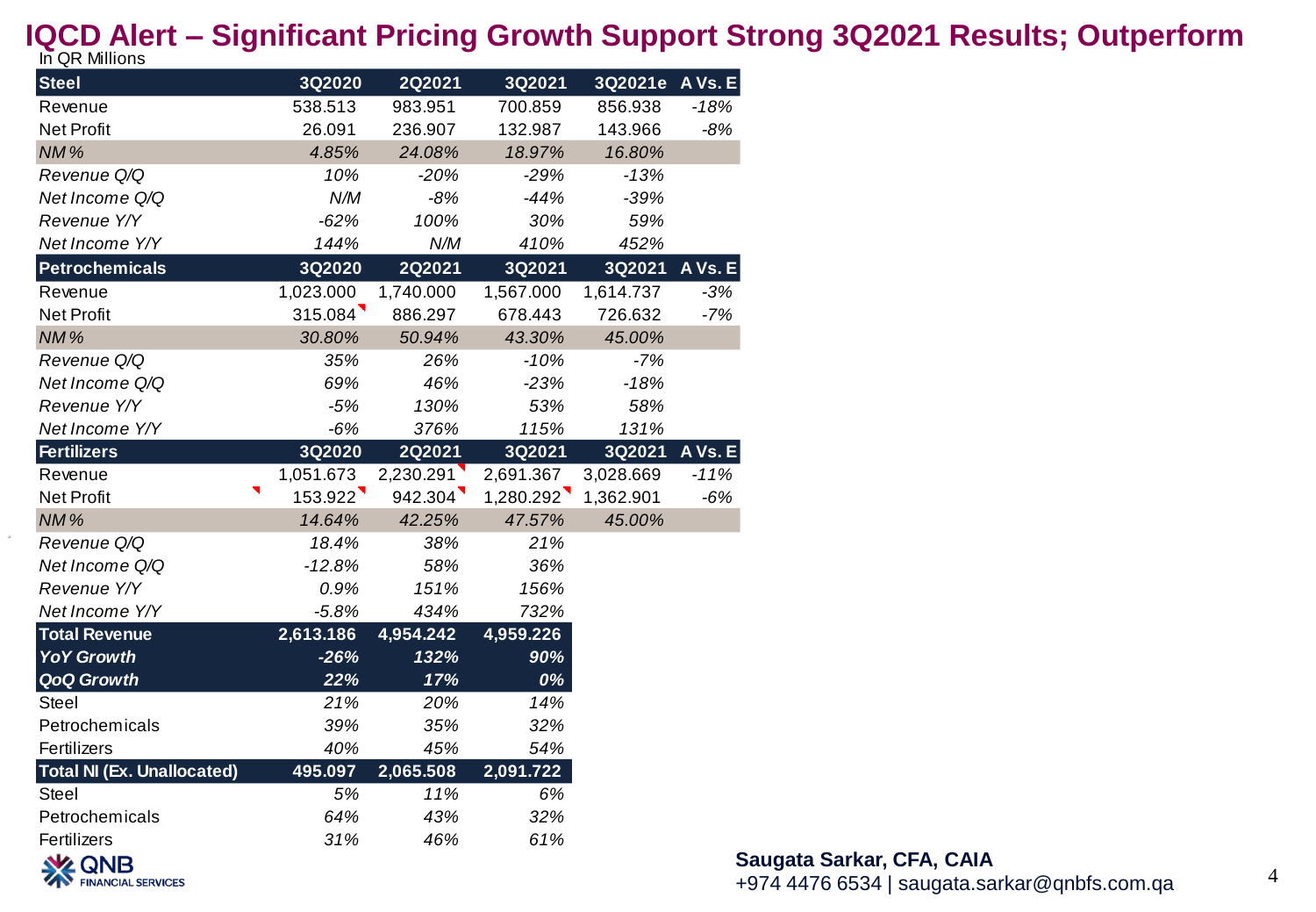# IQCD Alert – Significant Pricing Growth Support Strong 3Q2021 Results; Outperform

In QR Millions

| Steel | 3Q2020 | 2Q2021 | 3Q2021 | 3Q2021e | A Vs. E |
|---|---|---|---|---|---|
| Revenue | 538.513 | 983.951 | 700.859 | 856.938 | -18% |
| Net Profit | 26.091 | 236.907 | 132.987 | 143.966 | -8% |
| *NM %* | *4.85%* | *24.08%* | *18.97%* | *16.80%* | |
| *Revenue Q/Q* | *10%* | *-20%* | *-29%* | *-13%* | |
| *Net Income Q/Q* | *N/M* | *-8%* | *-44%* | *-39%* | |
| *Revenue Y/Y* | *-62%* | *100%* | *30%* | *59%* | |
| *Net Income Y/Y* | *144%* | *N/M* | *410%* | *452%* | |
| **Petrochemicals** | **3Q2020** | **2Q2021** | **3Q2021** | **3Q2021** | **A Vs. E** |
| Revenue | 1,023.000 | 1,740.000 | 1,567.000 | 1,614.737 | -3% |
| Net Profit | 315.084 | 886.297 | 678.443 | 726.632 | -7% |
| *NM %* | *30.80%* | *50.94%* | *43.30%* | *45.00%* | |
| *Revenue Q/Q* | *35%* | *26%* | *-10%* | *-7%* | |
| *Net Income Q/Q* | *69%* | *46%* | *-23%* | *-18%* | |
| *Revenue Y/Y* | *-5%* | *130%* | *53%* | *58%* | |
| *Net Income Y/Y* | *-6%* | *376%* | *115%* | *131%* | |
| **Fertilizers** | **3Q2020** | **2Q2021** | **3Q2021** | **3Q2021** | **A Vs. E** |
| Revenue | 1,051.673 | 2,230.291 | 2,691.367 | 3,028.669 | -11% |
| Net Profit | 153.922 | 942.304 | 1,280.292 | 1,362.901 | -6% |
| *NM %* | *14.64%* | *42.25%* | *47.57%* | *45.00%* | |
| *Revenue Q/Q* | *18.4%* | *38%* | *21%* | | |
| *Net Income Q/Q* | *-12.8%* | *58%* | *36%* | | |
| *Revenue Y/Y* | *0.9%* | *151%* | *156%* | | |
| *Net Income Y/Y* | *-5.8%* | *434%* | *732%* | | |
| **Total Revenue** | **2,613.186** | **4,954.242** | **4,959.226** | | |
| ***YoY Growth*** | ***-26%*** | ***132%*** | ***90%*** | | |
| ***QoQ Growth*** | ***22%*** | ***17%*** | ***0%*** | | |
| Steel | *21%* | *20%* | *14%* | | |
| Petrochemicals | *39%* | *35%* | *32%* | | |
| Fertilizers | *40%* | *45%* | *54%* | | |
| **Total NI (Ex. Unallocated)** | **495.097** | **2,065.508** | **2,091.722** | | |
| Steel | *5%* | *11%* | *6%* | | |
| Petrochemicals | *64%* | *43%* | *32%* | | |
| Fertilizers | *31%* | *46%* | *61%* | | |

QNB FINANCIAL SERVICES

**Saugata Sarkar, CFA, CAIA**
+974 4476 6534 | saugata.sarkar@qnbfs.com.qa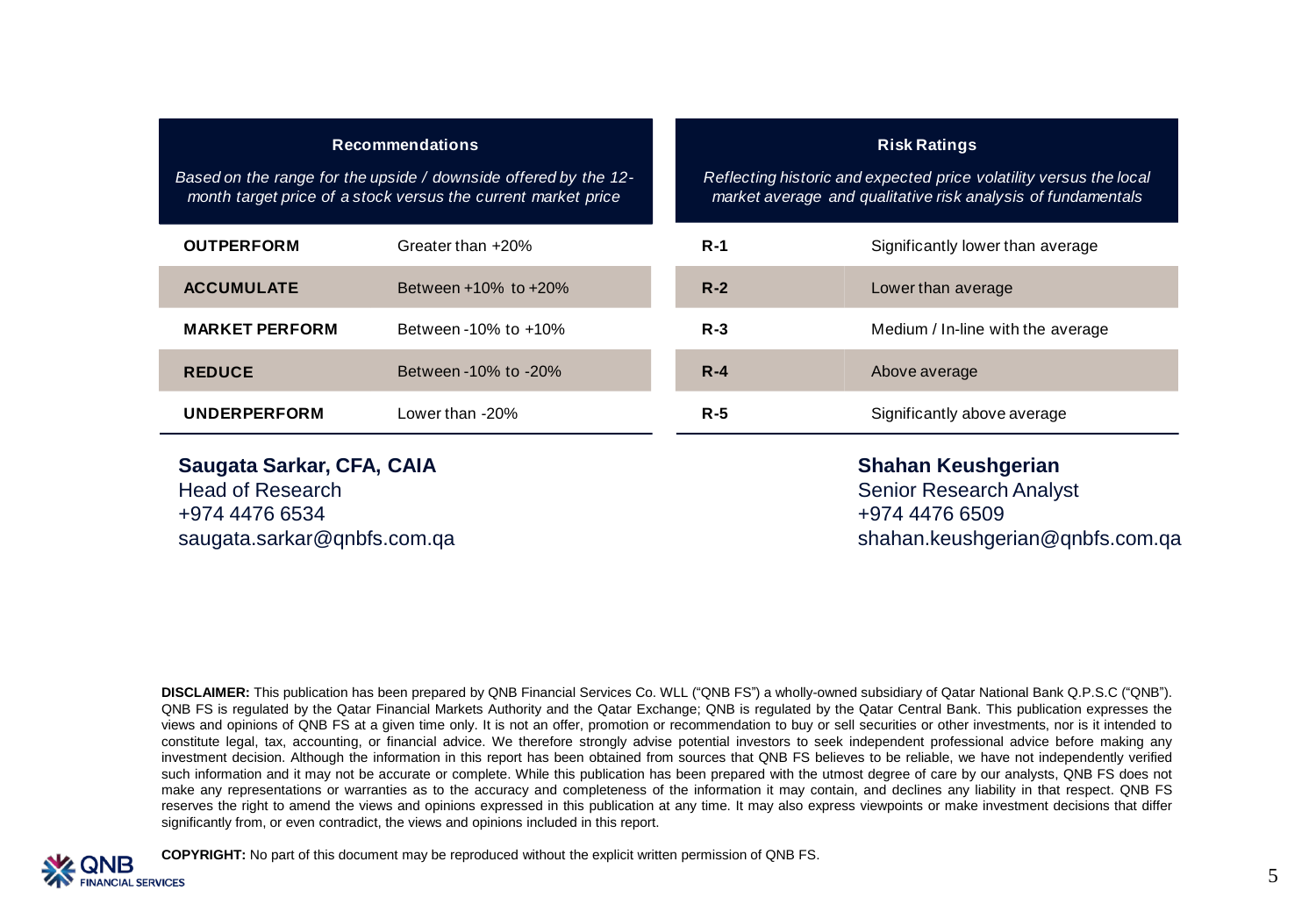| Recommendations | |
|---|---|
| *Based on the range for the upside / downside offered by the 12-month target price of a stock versus the current market price* | |
| **OUTPERFORM** | Greater than +20% |
| **ACCUMULATE** | Between +10% to +20% |
| **MARKET PERFORM** | Between -10% to +10% |
| **REDUCE** | Between -10% to -20% |
| **UNDERPERFORM** | Lower than -20% |

| Risk Ratings | |
|---|---|
| *Reflecting historic and expected price volatility versus the local market average and qualitative risk analysis of fundamentals* | |
| **R-1** | Significantly lower than average |
| **R-2** | Lower than average |
| **R-3** | Medium / In-line with the average |
| **R-4** | Above average |
| **R-5** | Significantly above average |

**Saugata Sarkar, CFA, CAIA**
Head of Research
+974 4476 6534
saugata.sarkar@qnbfs.com.qa

**Shahan Keushgerian**
Senior Research Analyst
+974 4476 6509
shahan.keushgerian@qnbfs.com.qa

**DISCLAIMER:** This publication has been prepared by QNB Financial Services Co. WLL ("QNB FS") a wholly-owned subsidiary of Qatar National Bank Q.P.S.C ("QNB"). QNB FS is regulated by the Qatar Financial Markets Authority and the Qatar Exchange; QNB is regulated by the Qatar Central Bank. This publication expresses the views and opinions of QNB FS at a given time only. It is not an offer, promotion or recommendation to buy or sell securities or other investments, nor is it intended to constitute legal, tax, accounting, or financial advice. We therefore strongly advise potential investors to seek independent professional advice before making any investment decision. Although the information in this report has been obtained from sources that QNB FS believes to be reliable, we have not independently verified such information and it may not be accurate or complete. While this publication has been prepared with the utmost degree of care by our analysts, QNB FS does not make any representations or warranties as to the accuracy and completeness of the information it may contain, and declines any liability in that respect. QNB FS reserves the right to amend the views and opinions expressed in this publication at any time. It may also express viewpoints or make investment decisions that differ significantly from, or even contradict, the views and opinions included in this report.

**COPYRIGHT:** No part of this document may be reproduced without the explicit written permission of QNB FS.